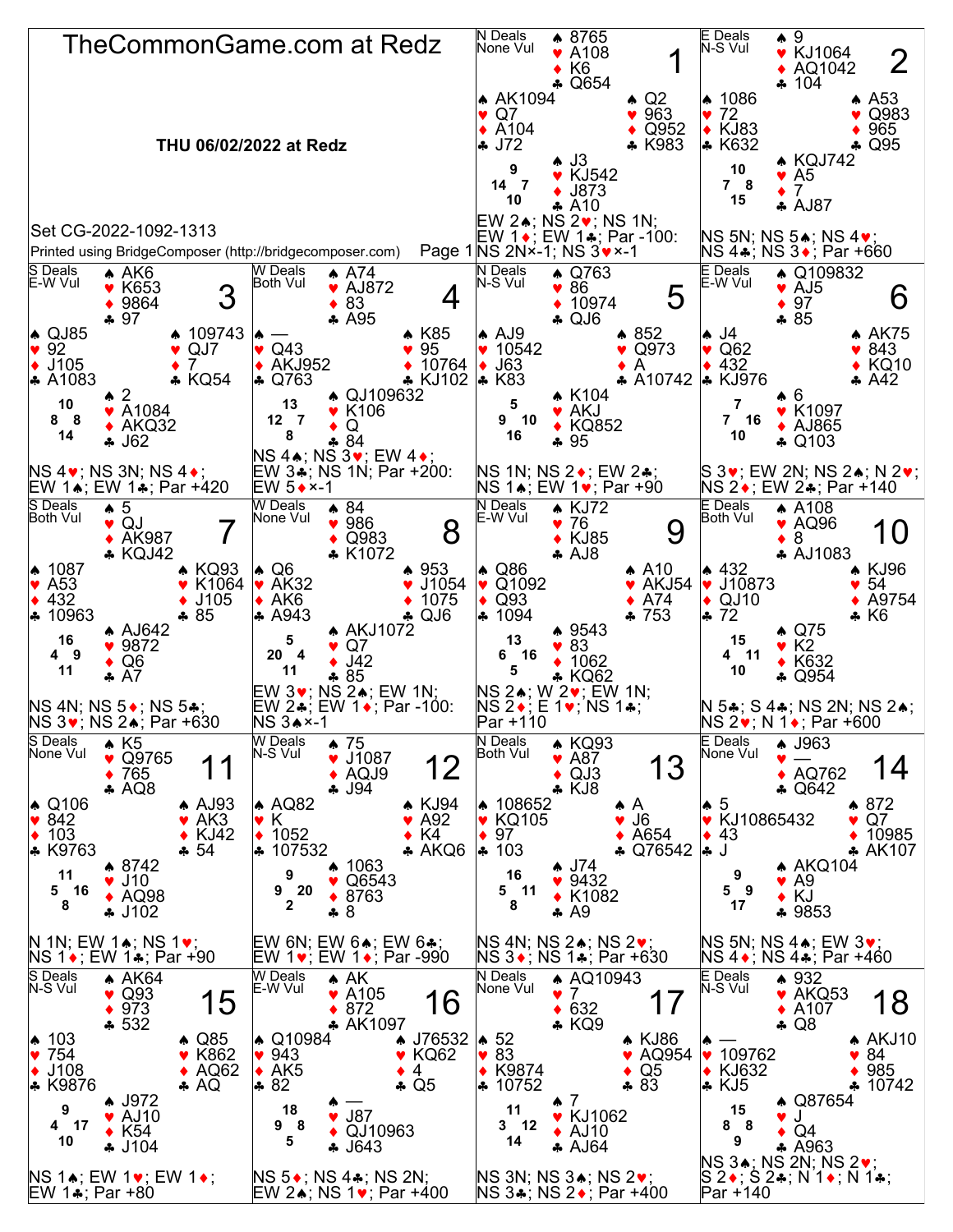# TheCommonGame.com at Redz

**THU 06/02/2022 at Redz**

Set CG-2022-1092-1313

Printed using BridgeComposer (http://bridgecomposer.com)

## Board 1
N Deals, None Vul

- North: ♠ 8765 ♥ A108 ♦ K6 ♣ Q654
- West: ♠ AK1094 ♥ Q7 ♦ A104 ♣ J72
- East: ♠ Q2 ♥ 963 ♦ Q952 ♣ K983
- South: ♠ J3 ♥ KJ542 ♦ J873 ♣ A10

HCP: N 9, W 14, E 7, S 10

EW 2♠; NS 2♥; NS 1N; EW 1♦; EW 1♣; Par -100: NS 2N×-1; NS 3♥×-1

## Board 2
E Deals, N-S Vul

- North: ♠ 9 ♥ KJ1064 ♦ AQ1042 ♣ 104
- West: ♠ 1086 ♥ 72 ♦ KJ83 ♣ K632
- East: ♠ A53 ♥ Q983 ♦ 965 ♣ Q95
- South: ♠ KQJ742 ♥ A5 ♦ 7 ♣ AJ87

HCP: N 10, W 7, E 8, S 15

NS 5N; NS 5♠; NS 4♥; NS 4♣; NS 3♦; Par +660

## Board 3
S Deals, E-W Vul

- North: ♠ AK6 ♥ K653 ♦ 9864 ♣ 97
- West: ♠ QJ85 ♥ 92 ♦ J105 ♣ A1083
- East: ♠ 109743 ♥ QJ7 ♦ 7 ♣ KQ54
- South: ♠ 2 ♥ A1084 ♦ AKQ32 ♣ J62

HCP: N 10, W 8, E 8, S 14

NS 4♥; NS 3N; NS 4♦; EW 1♠; EW 1♣; Par +420

## Board 4
W Deals, Both Vul

- North: ♠ A74 ♥ AJ872 ♦ 83 ♣ A95
- West: ♠ — ♥ Q43 ♦ AKJ952 ♣ Q763
- East: ♠ K85 ♥ 95 ♦ 10764 ♣ KJ102
- South: ♠ QJ109632 ♥ K106 ♦ Q ♣ 84

HCP: N 13, W 12, E 7, S 8

NS 4♠; NS 3♥; EW 4♦; EW 3♣; NS 1N; Par +200: EW 5♦×-1

## Board 5
N Deals, N-S Vul

- North: ♠ Q763 ♥ 86 ♦ 10974 ♣ QJ6
- West: ♠ AJ9 ♥ 10542 ♦ J63 ♣ K83
- East: ♠ 852 ♥ Q973 ♦ A ♣ A10742
- South: ♠ K104 ♥ AKJ ♦ KQ852 ♣ 95

HCP: N 5, W 9, E 10, S 16

NS 1N; NS 2♦; EW 2♣; NS 1♠; EW 1♥; Par +90

## Board 6
E Deals, E-W Vul

- North: ♠ Q109832 ♥ AJ5 ♦ 97 ♣ 85
- West: ♠ J4 ♥ Q62 ♦ 432 ♣ KJ976
- East: ♠ AK75 ♥ 843 ♦ KQ10 ♣ A42
- South: ♠ 6 ♥ K1097 ♦ AJ865 ♣ Q103

HCP: N 7, W 7, E 16, S 10

S 3♥; EW 2N; NS 2♠; N 2♥; NS 2♦; EW 2♣; Par +140

## Board 7
S Deals, Both Vul

- North: ♠ 5 ♥ QJ ♦ AK987 ♣ KQJ42
- West: ♠ 1087 ♥ A53 ♦ 432 ♣ 10963
- East: ♠ KQ93 ♥ K1064 ♦ J105 ♣ 85
- South: ♠ AJ642 ♥ 9872 ♦ Q6 ♣ A7

HCP: N 16, W 4, E 9, S 11

NS 4N; NS 5♦; NS 5♣; NS 3♥; NS 2♠; Par +630

## Board 8
W Deals, None Vul

- North: ♠ 84 ♥ 986 ♦ Q983 ♣ K1072
- West: ♠ Q6 ♥ AK32 ♦ AK6 ♣ A943
- East: ♠ 953 ♥ J1054 ♦ 1075 ♣ QJ6
- South: ♠ AKJ1072 ♥ Q7 ♦ J42 ♣ 85

HCP: N 5, W 20, E 4, S 11

EW 3♥; NS 2♠; EW 1N; EW 2♣; EW 1♦; Par -100: NS 3♠×-1

## Board 9
N Deals, E-W Vul

- North: ♠ KJ72 ♥ 76 ♦ KJ85 ♣ AJ8
- West: ♠ Q86 ♥ Q1092 ♦ Q93 ♣ 1094
- East: ♠ A10 ♥ AKJ54 ♦ A74 ♣ 753
- South: ♠ 9543 ♥ 83 ♦ 1062 ♣ KQ62

HCP: N 13, W 6, E 16, S 5

NS 2♠; W 2♥; EW 1N; NS 2♦; E 1♥; NS 1♣; Par +110

## Board 10
E Deals, Both Vul

- North: ♠ A108 ♥ AQ96 ♦ 8 ♣ AJ1083
- West: ♠ 432 ♥ J10873 ♦ QJ10 ♣ 72
- East: ♠ KJ96 ♥ 54 ♦ A9754 ♣ K6
- South: ♠ Q75 ♥ K2 ♦ K632 ♣ Q954

HCP: N 15, W 4, E 11, S 10

N 5♣; S 4♣; NS 2N; NS 2♠; NS 2♥; N 1♦; Par +600

## Board 11
S Deals, None Vul

- North: ♠ K5 ♥ Q9765 ♦ 765 ♣ AQ8
- West: ♠ Q106 ♥ 842 ♦ 103 ♣ K9763
- East: ♠ AJ93 ♥ AK3 ♦ KJ42 ♣ 54
- South: ♠ 8742 ♥ J10 ♦ AQ98 ♣ J102

HCP: N 11, W 5, E 16, S 8

N 1N; EW 1♠; NS 1♥; NS 1♦; EW 1♣; Par +90

## Board 12
W Deals, N-S Vul

- North: ♠ 75 ♥ J1087 ♦ AQJ9 ♣ J94
- West: ♠ AQ82 ♥ K ♦ 1052 ♣ 107532
- East: ♠ KJ94 ♥ A92 ♦ K4 ♣ AKQ6
- South: ♠ 1063 ♥ Q6543 ♦ 8763 ♣ 8

HCP: N 9, W 9, E 20, S 2

EW 6N; EW 6♠; EW 6♣; EW 1♥; EW 1♦; Par -990

## Board 13
N Deals, Both Vul

- North: ♠ KQ93 ♥ A87 ♦ QJ3 ♣ KJ8
- West: ♠ 108652 ♥ KQ105 ♦ 97 ♣ 103
- East: ♠ A ♥ J6 ♦ A654 ♣ Q76542
- South: ♠ J74 ♥ 9432 ♦ K1082 ♣ A9

HCP: N 16, W 5, E 11, S 8

NS 4N; NS 2♠; NS 2♥; NS 3♦; NS 1♣; Par +630

## Board 14
E Deals, None Vul

- North: ♠ J963 ♥ — ♦ AQ762 ♣ Q642
- West: ♠ 5 ♥ KJ10865432 ♦ 43 ♣ J
- East: ♠ 872 ♥ Q7 ♦ 10985 ♣ AK107
- South: ♠ AKQ104 ♥ A9 ♦ KJ ♣ 9853

HCP: N 9, W 5, E 9, S 17

NS 5N; NS 4♠; EW 3♥; NS 4♦; NS 4♣; Par +460

## Board 15
S Deals, N-S Vul

- North: ♠ AK64 ♥ Q93 ♦ 973 ♣ 532
- West: ♠ 103 ♥ 754 ♦ J108 ♣ K9876
- East: ♠ Q85 ♥ K862 ♦ AQ62 ♣ AQ
- South: ♠ J972 ♥ AJ10 ♦ K54 ♣ J104

HCP: N 9, W 4, E 17, S 10

NS 1♠; EW 1♥; EW 1♦; EW 1♣; Par +80

## Board 16
W Deals, E-W Vul

- North: ♠ AK ♥ A105 ♦ 872 ♣ AK1097
- West: ♠ Q10984 ♥ 943 ♦ AK5 ♣ 82
- East: ♠ J76532 ♥ KQ62 ♦ 4 ♣ Q5
- South: ♠ — ♥ J87 ♦ QJ10963 ♣ J643

HCP: N 18, W 9, E 8, S 5

NS 5♦; NS 4♣; NS 2N; EW 2♠; NS 1♥; Par +400

## Board 17
N Deals, None Vul

- North: ♠ AQ10943 ♥ 7 ♦ 632 ♣ KQ9
- West: ♠ 52 ♥ 83 ♦ K9874 ♣ 10752
- East: ♠ KJ86 ♥ AQ954 ♦ Q5 ♣ 83
- South: ♠ 7 ♥ KJ1062 ♦ AJ10 ♣ AJ64

HCP: N 11, W 3, E 12, S 14

NS 3N; NS 3♠; NS 2♥; NS 3♣; NS 2♦; Par +400

## Board 18
E Deals, N-S Vul

- North: ♠ 932 ♥ AKQ53 ♦ A107 ♣ Q8
- West: ♠ — ♥ 109762 ♦ KJ632 ♣ KJ5
- East: ♠ AKJ10 ♥ 84 ♦ 985 ♣ 10742
- South: ♠ Q87654 ♥ J ♦ Q4 ♣ A963

HCP: N 15, W 8, E 8, S 9

NS 3♠; NS 2N; NS 2♥; S 2♦; S 2♣; N 1♦; N 1♣; Par +140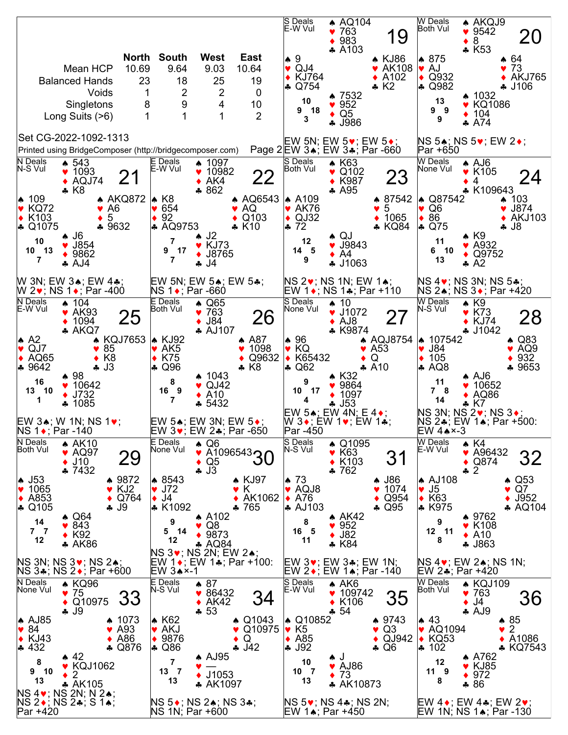| | North | South | West | East |
|---|---|---|---|---|
| Mean HCP | 10.69 | 9.64 | 9.03 | 10.64 |
| Balanced Hands | 23 | 18 | 25 | 19 |
| Voids | 1 | 2 | 2 | 0 |
| Singletons | 8 | 9 | 4 | 10 |
| Long Suits (>6) | 1 | 1 | 1 | 2 |

Set CG-2022-1092-1313

Printed using BridgeComposer (http://bridgecomposer.com)

## Board 19
S Deals, E-W Vul

North: ♠ AQ104 ♥ 763 ♦ 983 ♣ A103

West: ♠ 9 ♥ QJ4 ♦ KJ764 ♣ Q754

East: ♠ KJ86 ♥ AK108 ♦ A102 ♣ K2

South: ♠ 7532 ♥ 952 ♦ Q5 ♣ J986

HCP: N 10, W 9, E 18, S 3

EW 5N; EW 5♥; EW 5♦; EW 3♠; EW 3♣; Par -660

## Board 20
W Deals, Both Vul

North: ♠ AKQJ9 ♥ 9542 ♦ 8 ♣ K53

West: ♠ 875 ♥ AJ ♦ Q932 ♣ Q982

East: ♠ 64 ♥ 73 ♦ AKJ765 ♣ J106

South: ♠ 1032 ♥ KQ1086 ♦ 104 ♣ A74

HCP: N 13, W 9, E 9, S 9

NS 5♠; NS 5♥; EW 2♦; Par +650

## Board 21
N Deals, N-S Vul

North: ♠ 543 ♥ 1093 ♦ AQJ74 ♣ K8

West: ♠ 109 ♥ KQ72 ♦ K103 ♣ Q1075

East: ♠ AKQ872 ♥ A6 ♦ 5 ♣ 9632

South: ♠ J6 ♥ J854 ♦ 9862 ♣ AJ4

HCP: N 10, W 10, E 13, S 7

W 3N; EW 3♠; EW 4♣; W 2♥; NS 1♦; Par -400

## Board 22
E Deals, E-W Vul

North: ♠ 1097 ♥ 10982 ♦ AK4 ♣ 862

West: ♠ K8 ♥ 654 ♦ 92 ♣ AQ9753

East: ♠ AQ6543 ♥ AQ ♦ Q103 ♣ K10

South: ♠ J2 ♥ KJ73 ♦ J8765 ♣ J4

HCP: N 7, W 9, E 17, S 7

EW 5N; EW 5♠; EW 5♣; NS 1♦; Par -660

## Board 23
S Deals, Both Vul

North: ♠ K63 ♥ Q102 ♦ K987 ♣ A95

West: ♠ A109 ♥ AK76 ♦ QJ32 ♣ 72

East: ♠ 87542 ♥ 5 ♦ 1065 ♣ KQ84

South: ♠ QJ ♥ J9843 ♦ A4 ♣ J1063

HCP: N 12, W 14, E 5, S 9

NS 2♥; NS 1N; EW 1♠; EW 1♦; NS 1♣; Par +110

## Board 24
W Deals, None Vul

North: ♠ AJ6 ♥ K105 ♦ 4 ♣ K109643

West: ♠ Q87542 ♥ Q6 ♦ 86 ♣ Q75

East: ♠ 103 ♥ J874 ♦ AKJ103 ♣ J8

South: ♠ K9 ♥ A932 ♦ Q9752 ♣ A2

HCP: N 11, W 6, E 10, S 13

NS 4♥; NS 3N; NS 5♣; NS 2♠; NS 3♦; Par +420

## Board 25
N Deals, E-W Vul

North: ♠ 104 ♥ AK93 ♦ 1094 ♣ AKQ7

West: ♠ A2 ♥ QJ7 ♦ AQ65 ♣ 9642

East: ♠ KQJ7653 ♥ 85 ♦ K8 ♣ J3

South: ♠ 98 ♥ 10642 ♦ J732 ♣ 1085

HCP: N 16, W 13, E 10, S 1

EW 3♠; W 1N; NS 1♥; NS 1♦; Par -140

## Board 26
E Deals, Both Vul

North: ♠ Q65 ♥ 763 ♦ J84 ♣ AJ107

West: ♠ KJ92 ♥ AK5 ♦ K75 ♣ Q96

East: ♠ A87 ♥ 1098 ♦ Q9632 ♣ K8

South: ♠ 1043 ♥ QJ42 ♦ A10 ♣ 5432

HCP: N 8, W 16, E 9, S 7

EW 5♠; EW 3N; EW 5♦; EW 3♥; EW 2♣; Par -650

## Board 27
S Deals, None Vul

North: ♠ 10 ♥ J1072 ♦ AJ8 ♣ K9874

West: ♠ 96 ♥ KQ ♦ K65432 ♣ Q62

East: ♠ AQJ8754 ♥ A53 ♦ Q ♣ A10

South: ♠ K32 ♥ 9864 ♦ 1097 ♣ J53

HCP: N 9, W 10, E 17, S 4

EW 5♠; EW 4N; E 4♦; W 3♦; EW 1♥; EW 1♣; Par -450

## Board 28
W Deals, N-S Vul

North: ♠ K9 ♥ K73 ♦ KJ74 ♣ J1042

West: ♠ 107542 ♥ J84 ♦ 105 ♣ AQ8

East: ♠ Q83 ♥ AQ9 ♦ 932 ♣ 9653

South: ♠ AJ6 ♥ 10652 ♦ AQ86 ♣ K7

HCP: N 11, W 7, E 8, S 14

NS 3N; NS 2♥; NS 3♦; NS 2♣; EW 1♠; Par +500: EW 4♠×-3

## Board 29
N Deals, Both Vul

North: ♠ AK10 ♥ AQ97 ♦ J10 ♣ 7432

West: ♠ J53 ♥ 1065 ♦ A853 ♣ Q105

East: ♠ 9872 ♥ KJ2 ♦ Q764 ♣ J9

South: ♠ Q64 ♥ 843 ♦ K92 ♣ AK86

HCP: N 14, W 7, E 7, S 12

NS 3N; NS 3♥; NS 2♠; NS 3♣; NS 2♦; Par +600

## Board 30
E Deals, None Vul

North: ♠ Q6 ♥ A1096543 ♦ Q5 ♣ J3

West: ♠ 8543 ♥ J72 ♦ J4 ♣ K1092

East: ♠ KJ97 ♥ K ♦ AK1062 ♣ 765

South: ♠ A102 ♥ Q8 ♦ 9873 ♣ AQ84

HCP: N 9, W 5, E 14, S 12

NS 3♥; NS 2N; EW 2♠; EW 1♦; EW 1♣; Par +100: EW 3♠×-1

## Board 31
S Deals, N-S Vul

North: ♠ Q1095 ♥ K63 ♦ K103 ♣ 762

West: ♠ 73 ♥ AQJ8 ♦ A76 ♣ AJ103

East: ♠ J86 ♥ 1074 ♦ Q954 ♣ Q95

South: ♠ AK42 ♥ 952 ♦ J82 ♣ K84

HCP: N 8, W 16, E 5, S 11

EW 3♥; EW 3♣; EW 1N; EW 2♦; EW 1♠; Par -140

## Board 32
W Deals, E-W Vul

North: ♠ K4 ♥ A96432 ♦ Q874 ♣ 2

West: ♠ AJ108 ♥ J5 ♦ K63 ♣ K975

East: ♠ Q53 ♥ Q7 ♦ J952 ♣ AQ104

South: ♠ 9762 ♥ K108 ♦ A10 ♣ J863

HCP: N 9, W 12, E 11, S 8

NS 4♥; EW 2♠; NS 1N; EW 2♣; Par +420

## Board 33
N Deals, None Vul

North: ♠ KQ96 ♥ 75 ♦ Q10975 ♣ J9

West: ♠ AJ85 ♥ 84 ♦ KJ43 ♣ 432

East: ♠ 1073 ♥ A93 ♦ A86 ♣ Q876

South: ♠ 42 ♥ KQJ1062 ♦ 2 ♣ AK105

HCP: N 8, W 9, E 10, S 13

NS 4♥; NS 2N; N 2♠; NS 2♦; NS 2♣; S 1♠; Par +420

## Board 34
E Deals, N-S Vul

North: ♠ 87 ♥ 86432 ♦ AK42 ♣ 53

West: ♠ K62 ♥ AKJ ♦ 9876 ♣ Q86

East: ♠ Q1043 ♥ Q10975 ♦ Q ♣ J42

South: ♠ AJ95 ♥ — ♦ J1053 ♣ AK1097

HCP: N 7, W 13, E 7, S 13

NS 5♦; NS 2♠; NS 3♣; NS 1N; Par +600

## Board 35
S Deals, E-W Vul

North: ♠ AK6 ♥ 109742 ♦ K106 ♣ 54

West: ♠ Q10852 ♥ K5 ♦ A85 ♣ J92

East: ♠ 9743 ♥ Q3 ♦ QJ942 ♣ Q6

South: ♠ J ♥ AJ86 ♦ 73 ♣ AK10873

HCP: N 10, W 10, E 7, S 13

NS 5♥; NS 4♣; NS 2N; EW 1♠; Par +450

## Board 36
W Deals, Both Vul

North: ♠ KQJ109 ♥ 763 ♦ J4 ♣ AJ9

West: ♠ 43 ♥ AQ1094 ♦ KQ53 ♣ 102

East: ♠ 85 ♥ 2 ♦ A1086 ♣ KQ7543

South: ♠ A762 ♥ KJ85 ♦ 972 ♣ 86

HCP: N 12, W 11, E 9, S 8

EW 4♦; EW 4♣; EW 2♥; EW 1N; NS 1♠; Par -130